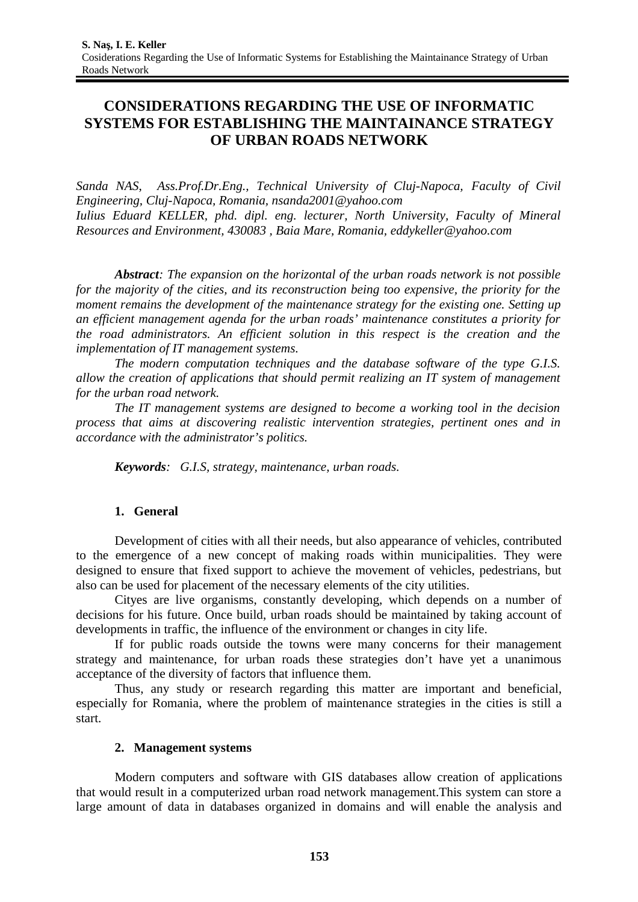# CONSIDERATIONS REGARDING THE USE OF INFORMATIC SYSTEMS FOR ESTABLISHING THE MAINTAINANCE STRATEGY OF URBAN ROADS NETWORK

*Sanda NAS, Ass.Prof.Dr.Eng., Technical University of Cluj-Napoca, Faculty of Civil Engineering, Cluj-Napoca, Romania, nsanda2001@yahoo.com*
*Iulius Eduard KELLER, phd. dipl. eng. lecturer, North University, Faculty of Mineral Resources and Environment, 430083 , Baia Mare, Romania, eddykeller@yahoo.com*

***Abstract**: The expansion on the horizontal of the urban roads network is not possible for the majority of the cities, and its reconstruction being too expensive, the priority for the moment remains the development of the maintenance strategy for the existing one. Setting up an efficient management agenda for the urban roads' maintenance constitutes a priority for the road administrators. An efficient solution in this respect is the creation and the implementation of IT management systems.*

*The modern computation techniques and the database software of the type G.I.S. allow the creation of applications that should permit realizing an IT system of management for the urban road network.*

*The IT management systems are designed to become a working tool in the decision process that aims at discovering realistic intervention strategies, pertinent ones and in accordance with the administrator's politics.*

***Keywords**: G.I.S, strategy, maintenance, urban roads.*

## 1. General

Development of cities with all their needs, but also appearance of vehicles, contributed to the emergence of a new concept of making roads within municipalities. They were designed to ensure that fixed support to achieve the movement of vehicles, pedestrians, but also can be used for placement of the necessary elements of the city utilities.

Cityes are live organisms, constantly developing, which depends on a number of decisions for his future. Once build, urban roads should be maintained by taking account of developments in traffic, the influence of the environment or changes in city life.

If for public roads outside the towns were many concerns for their management strategy and maintenance, for urban roads these strategies don't have yet a unanimous acceptance of the diversity of factors that influence them.

Thus, any study or research regarding this matter are important and beneficial, especially for Romania, where the problem of maintenance strategies in the cities is still a start.

## 2. Management systems

Modern computers and software with GIS databases allow creation of applications that would result in a computerized urban road network management.This system can store a large amount of data in databases organized in domains and will enable the analysis and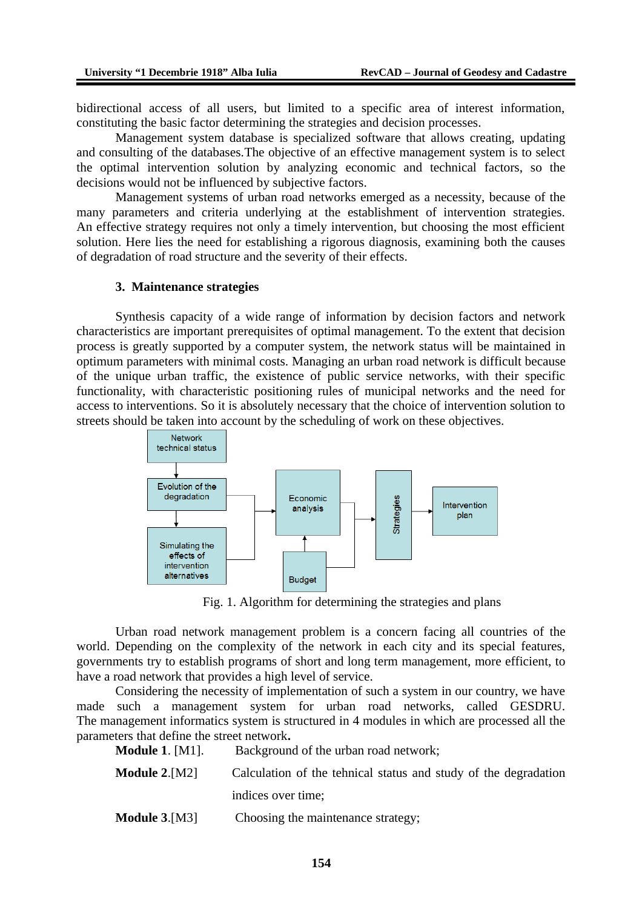bidirectional access of all users, but limited to a specific area of interest information, constituting the basic factor determining the strategies and decision processes.

Management system database is specialized software that allows creating, updating and consulting of the databases.The objective of an effective management system is to select the optimal intervention solution by analyzing economic and technical factors, so the decisions would not be influenced by subjective factors.

Management systems of urban road networks emerged as a necessity, because of the many parameters and criteria underlying at the establishment of intervention strategies. An effective strategy requires not only a timely intervention, but choosing the most efficient solution. Here lies the need for establishing a rigorous diagnosis, examining both the causes of degradation of road structure and the severity of their effects.

## 3. Maintenance strategies

Synthesis capacity of a wide range of information by decision factors and network characteristics are important prerequisites of optimal management. To the extent that decision process is greatly supported by a computer system, the network status will be maintained in optimum parameters with minimal costs. Managing an urban road network is difficult because of the unique urban traffic, the existence of public service networks, with their specific functionality, with characteristic positioning rules of municipal networks and the need for access to interventions. So it is absolutely necessary that the choice of intervention solution to streets should be taken into account by the scheduling of work on these objectives.

Network technical status → Evolution of the degradation → Simulating the effects of intervention alternatives → Economic analysis (← Budget) → Strategies → Intervention plan

Fig. 1. Algorithm for determining the strategies and plans

Urban road network management problem is a concern facing all countries of the world. Depending on the complexity of the network in each city and its special features, governments try to establish programs of short and long term management, more efficient, to have a road network that provides a high level of service.

Considering the necessity of implementation of such a system in our country, we have made such a management system for urban road networks, called GESDRU. The management informatics system is structured in 4 modules in which are processed all the parameters that define the street network**.**

**Module 1**. [M1]. Background of the urban road network;

**Module 2**.[M2] Calculation of the tehnical status and study of the degradation indices over time;

**Module 3**.[M3] Choosing the maintenance strategy;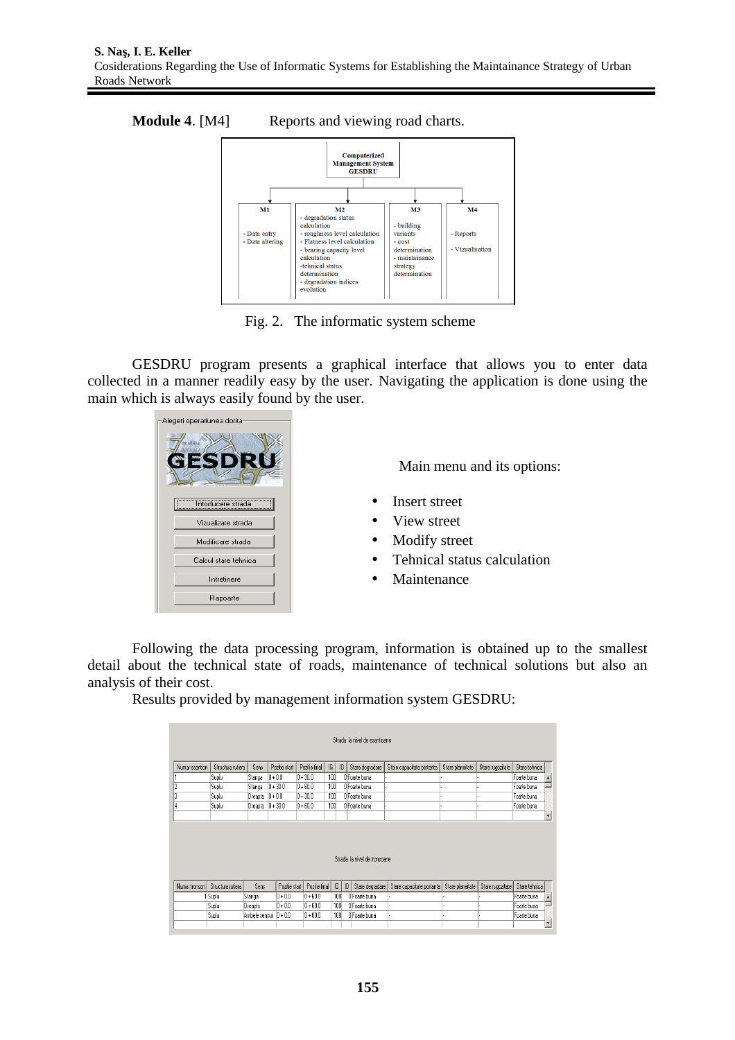**Module 4**. [M4]  Reports and viewing road charts.

Computerized Management System GESDRU

| M1 | M2 | M3 | M4 |
|---|---|---|---|
| - Data entry<br>- Data altering | - degradation status calculation<br>- roughness level calculation<br>- Flatness level calculation<br>- bearing capacity level calculation<br>-tehnical status determination<br>- degradation indices evolution | - building variants<br>- cost determination<br>- maintainance strategy determination | - Reports<br>- Vizualisation |

Fig. 2. The informatic system scheme

GESDRU program presents a graphical interface that allows you to enter data collected in a manner readily easy by the user. Navigating the application is done using the main which is always easily found by the user.

Alegeti operatiunea dorita

GESDRU

- Introducere strada
- Vizualizare strada
- Modificare strada
- Calcul stare tehnica
- Intretinere
- Rapoarte

Main menu and its options:

- Insert street
- View street
- Modify street
- Tehnical status calculation
- Maintenance

Following the data processing program, information is obtained up to the smallest detail about the technical state of roads, maintenance of technical solutions but also an analysis of their cost.

Results provided by management information system GESDRU:

Strada la nivel de esantioane

| Numar esantion | Structura rutiera | Sens | Pozitie start | Pozitie final | IG | ID | Stare degradare | Stare capacitate portanta | Stare planeitate | Stare rugozitate | Stare tehnica |
|---|---|---|---|---|---|---|---|---|---|---|---|
| 1 | Suplu | Stanga | 0+0.0 | 0+30.0 | 100 | 0 | Foarte buna | - | - | - | Foarte buna |
| 2 | Suplu | Stanga | 0+30.0 | 0+60.0 | 100 | 0 | Foarte buna | - | - | - | Foarte buna |
| 3 | Suplu | Dreapta | 0+0.0 | 0+30.0 | 100 | 0 | Foarte buna | - | - | - | Foarte buna |
| 4 | Suplu | Dreapta | 0+30.0 | 0+60.0 | 100 | 0 | Foarte buna | - | - | - | Foarte buna |

Strada la nivel de tronsoane

| Numar tronson | Structura rutiera | Sens | Pozitie start | Pozitie final | IG | ID | Stare degradare | Stare capacitate portanta | Stare planeitate | Stare rugozitate | Stare tehnica |
|---|---|---|---|---|---|---|---|---|---|---|---|
| 1 | Suplu | Stanga | 0+0.0 | 0+60.0 | 100 | 0 | Foarte buna | - | - | - | Foarte buna |
| | Suplu | Dreapta | 0+0.0 | 0+60.0 | 100 | 0 | Foarte buna | - | - | - | Foarte buna |
| | Suplu | Ambele sensuri | 0+0.0 | 0+60.0 | 100 | 0 | Foarte buna | - | - | - | Foarte buna |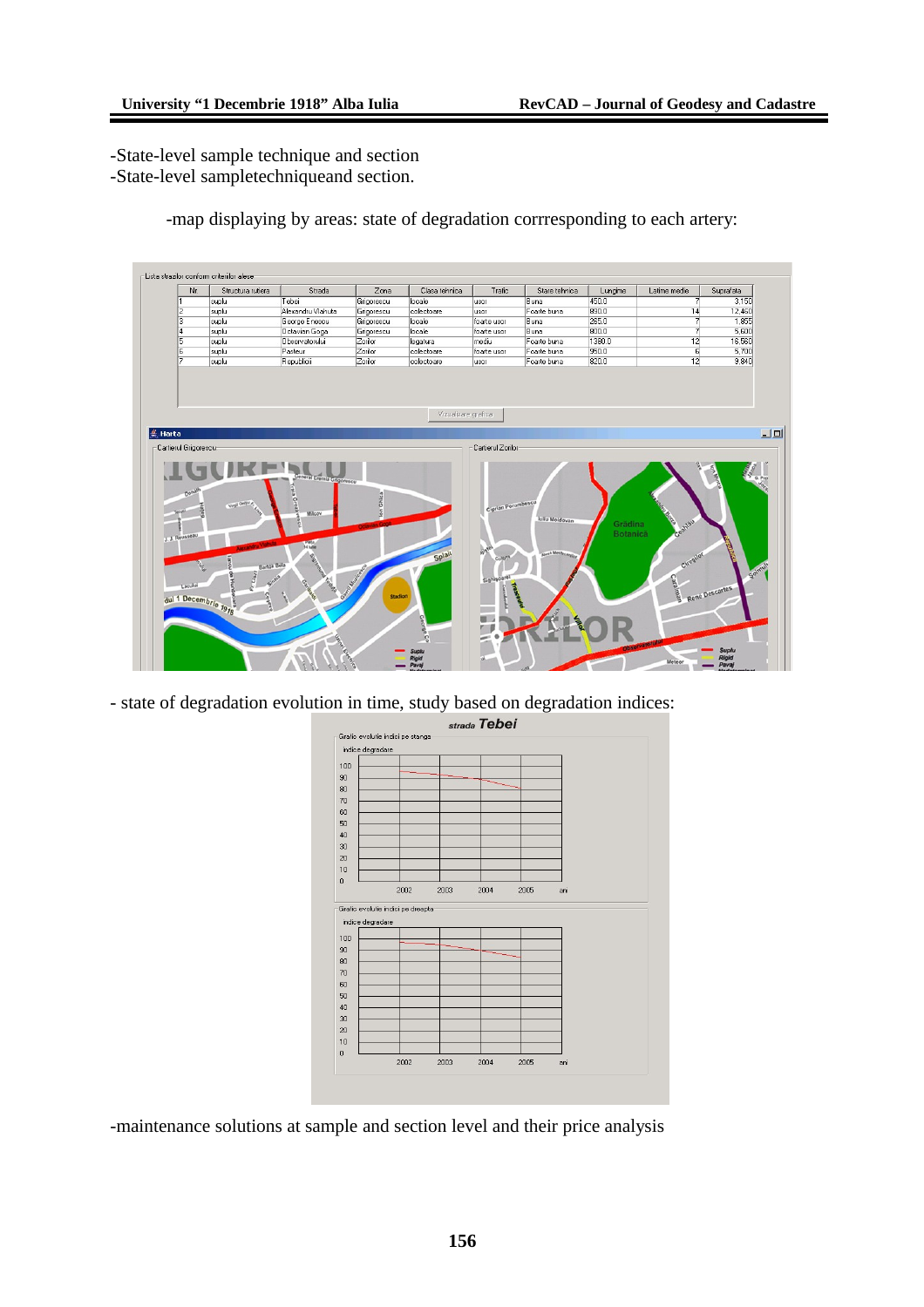-State-level sample technique and section
-State-level sampletechniqueand section.

-map displaying by areas: state of degradation corrresponding to each artery:

- state of degradation evolution in time, study based on degradation indices:

-maintenance solutions at sample and section level and their price analysis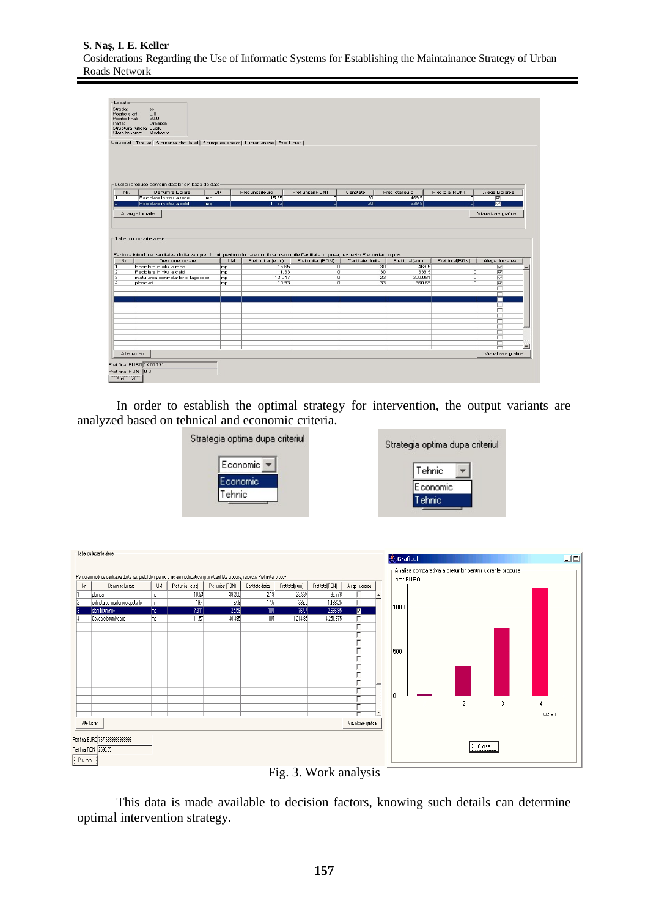In order to establish the optimal strategy for intervention, the output variants are analyzed based on tehnical and economic criteria.

Fig. 3. Work analysis

This data is made available to decision factors, knowing such details can determine optimal intervention strategy.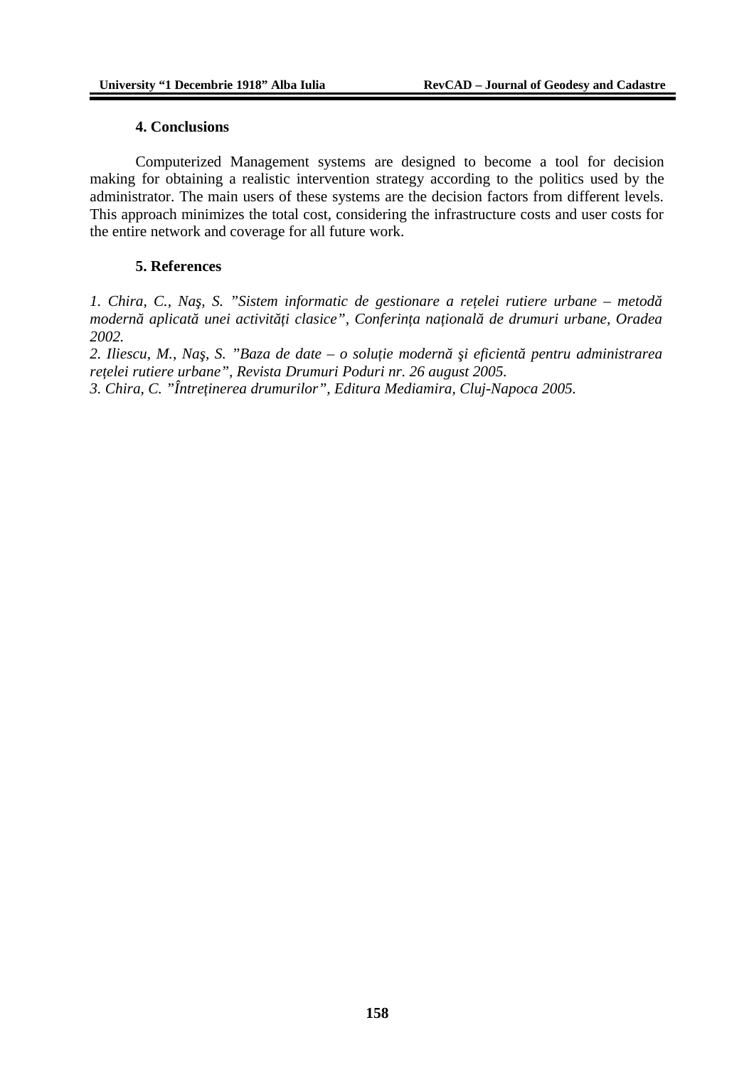## 4. Conclusions

Computerized Management systems are designed to become a tool for decision making for obtaining a realistic intervention strategy according to the politics used by the administrator. The main users of these systems are the decision factors from different levels. This approach minimizes the total cost, considering the infrastructure costs and user costs for the entire network and coverage for all future work.

## 5. References

*1. Chira, C., Naş, S. ”Sistem informatic de gestionare a rețelei rutiere urbane – metodă modernă aplicată unei activități clasice”, Conferința națională de drumuri urbane, Oradea 2002.*

*2. Iliescu, M., Naş, S. ”Baza de date – o soluție modernă şi eficientă pentru administrarea rețelei rutiere urbane”, Revista Drumuri Poduri nr. 26 august 2005.*

*3. Chira, C. ”Întreținerea drumurilor”, Editura Mediamira, Cluj-Napoca 2005.*